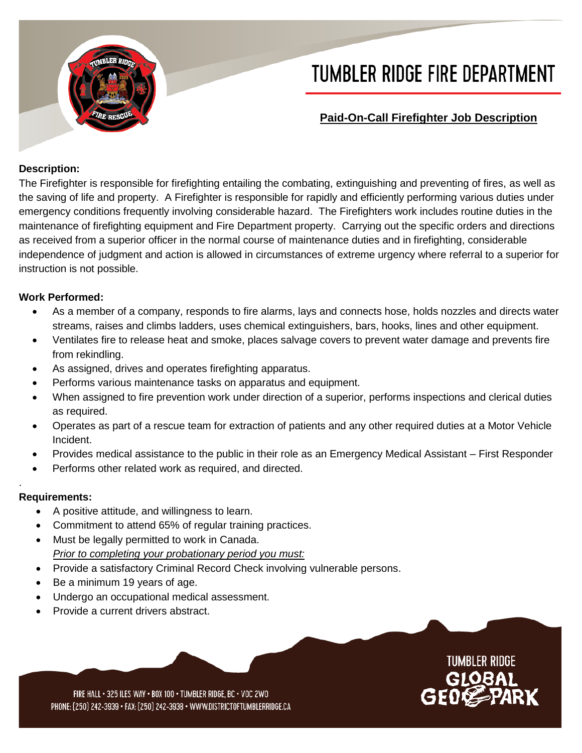# TUMBLER RIDGE FIRE DEPARTMENT

## Paid-On-Call Firefighter Job Description

**Description:**

The Firefighter is responsible for firefighting entailing the combating, extinguishing and preventing of fires, as well as the saving of life and property. A Firefighter is responsible for rapidly and efficiently performing various duties under emergency conditions frequently involving considerable hazard. The Firefighters work includes routine duties in the maintenance of firefighting equipment and Fire Department property. Carrying out the specific orders and directions as received from a superior officer in the normal course of maintenance duties and in firefighting, considerable independence of judgment and action is allowed in circumstances of extreme urgency where referral to a superior for instruction is not possible.

**Work Performed:**

- As a member of a company, responds to fire alarms, lays and connects hose, holds nozzles and directs water streams, raises and climbs ladders, uses chemical extinguishers, bars, hooks, lines and other equipment.
- Ventilates fire to release heat and smoke, places salvage covers to prevent water damage and prevents fire from rekindling.
- As assigned, drives and operates firefighting apparatus.
- Performs various maintenance tasks on apparatus and equipment.
- When assigned to fire prevention work under direction of a superior, performs inspections and clerical duties as required.
- Operates as part of a rescue team for extraction of patients and any other required duties at a Motor Vehicle Incident.
- Provides medical assistance to the public in their role as an Emergency Medical Assistant – First Responder
- Performs other related work as required, and directed.

**Requirements:**

- A positive attitude, and willingness to learn.
- Commitment to attend 65% of regular training practices.
- Must be legally permitted to work in Canada.

*Prior to completing your probationary period you must:*

- Provide a satisfactory Criminal Record Check involving vulnerable persons.
- Be a minimum 19 years of age.
- Undergo an occupational medical assessment.
- Provide a current drivers abstract.

FIRE HALL • 325 ILES WAY • BOX 100 • TUMBLER RIDGE, BC • V0C 2W0
PHONE: (250) 242-3939 • FAX: (250) 242-3938 • WWW.DISTRICTOFTUMBLERRIDGE.CA

TUMBLER RIDGE GLOBAL GEOPARK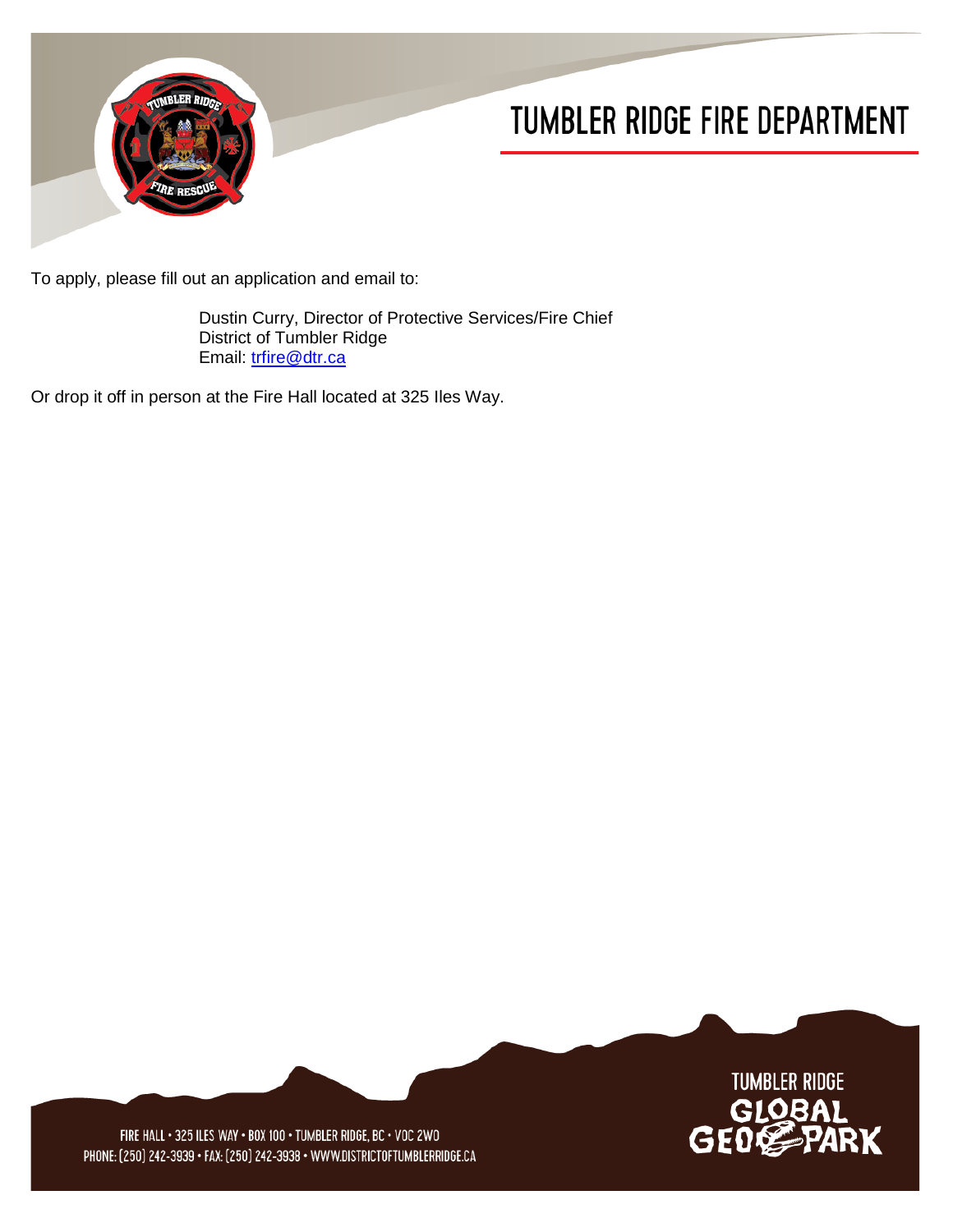# TUMBLER RIDGE FIRE DEPARTMENT

To apply, please fill out an application and email to:

Dustin Curry, Director of Protective Services/Fire Chief
District of Tumbler Ridge
Email: trfire@dtr.ca

Or drop it off in person at the Fire Hall located at 325 Iles Way.

FIRE HALL • 325 ILES WAY • BOX 100 • TUMBLER RIDGE, BC • V0C 2W0
PHONE: (250) 242-3939 • FAX: (250) 242-3938 • WWW.DISTRICTOFTUMBLERRIDGE.CA